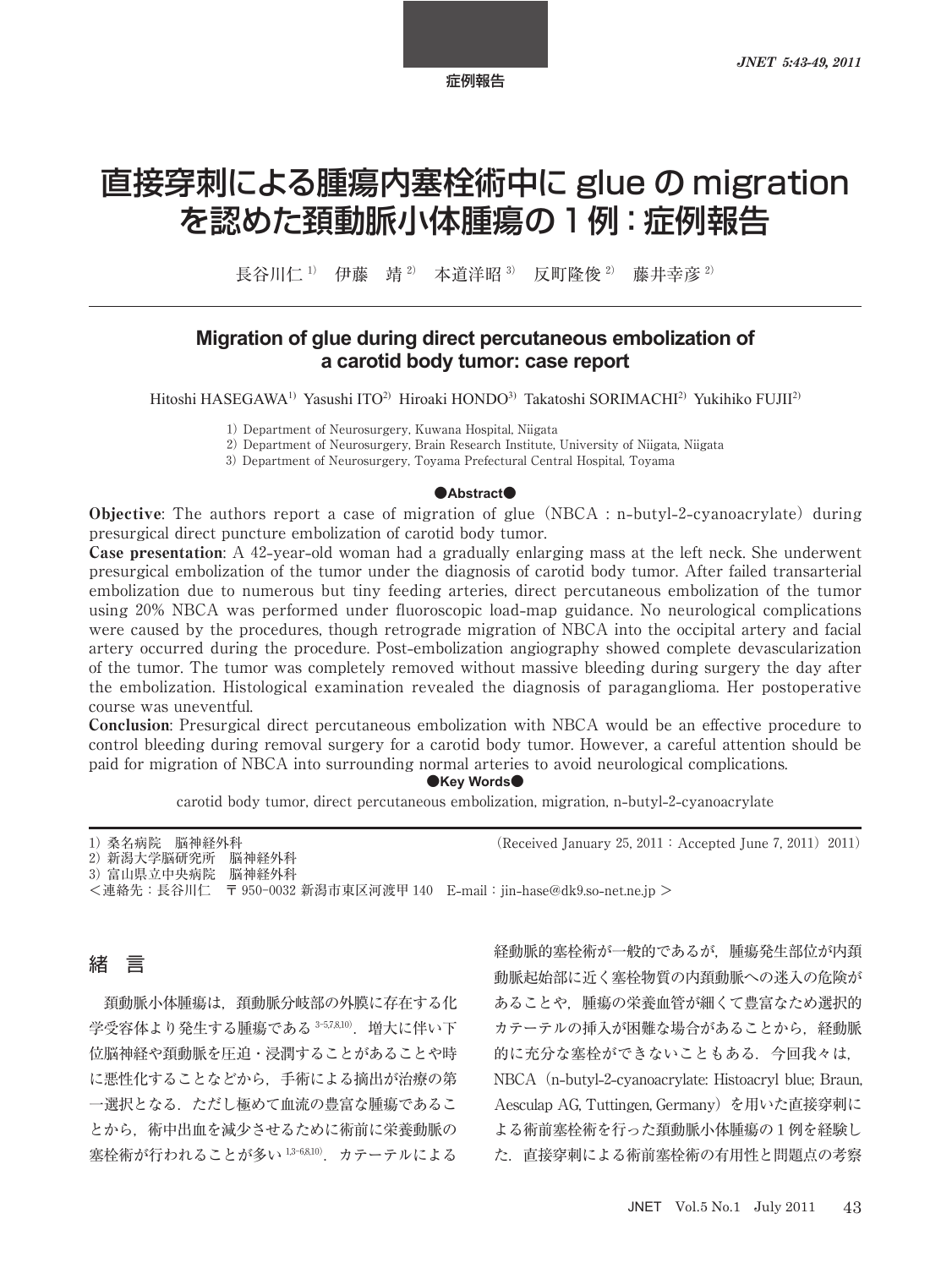症例報告

# 直接穿刺による腫瘍内塞栓術中に glue の migration を認めた頚動脈小体腫瘍の１例：症例報告

長谷川仁[1]　伊藤　靖[2]　本道洋昭[3]　反町隆俊[2]　藤井幸彦[2]

## Migration of glue during direct percutaneous embolization of a carotid body tumor: case report

Hitoshi HASEGAWA[1] Yasushi ITO[2] Hiroaki HONDO[3] Takatoshi SORIMACHI[2] Yukihiko FUJII[2]

1) Department of Neurosurgery, Kuwana Hospital, Niigata
2) Department of Neurosurgery, Brain Research Institute, University of Niigata, Niigata
3) Department of Neurosurgery, Toyama Prefectural Central Hospital, Toyama

●Abstract●

**Objective**: The authors report a case of migration of glue (NBCA : n-butyl-2-cyanoacrylate) during presurgical direct puncture embolization of carotid body tumor.

**Case presentation**: A 42-year-old woman had a gradually enlarging mass at the left neck. She underwent presurgical embolization of the tumor under the diagnosis of carotid body tumor. After failed transarterial embolization due to numerous but tiny feeding arteries, direct percutaneous embolization of the tumor using 20% NBCA was performed under fluoroscopic load-map guidance. No neurological complications were caused by the procedures, though retrograde migration of NBCA into the occipital artery and facial artery occurred during the procedure. Post-embolization angiography showed complete devascularization of the tumor. The tumor was completely removed without massive bleeding during surgery the day after the embolization. Histological examination revealed the diagnosis of paraganglioma. Her postoperative course was uneventful.

**Conclusion**: Presurgical direct percutaneous embolization with NBCA would be an effective procedure to control bleeding during removal surgery for a carotid body tumor. However, a careful attention should be paid for migration of NBCA into surrounding normal arteries to avoid neurological complications.

●Key Words●

carotid body tumor, direct percutaneous embolization, migration, n-butyl-2-cyanoacrylate

1) 桑名病院　脳神経外科
2) 新潟大学脳研究所　脳神経外科
3) 富山県立中央病院　脳神経外科
＜連絡先：長谷川仁　〒 950-0032 新潟市東区河渡甲 140　E-mail：jin-hase@dk9.so-net.ne.jp ＞

(Received January 25, 2011 : Accepted June 7, 2011) 2011)

## 緒　言

頚動脈小体腫瘍は，頚動脈分岐部の外膜に存在する化学受容体より発生する腫瘍である[3-5,7,8,10]．増大に伴い下位脳神経や頚動脈を圧迫・浸潤することがあることや時に悪性化することなどから，手術による摘出が治療の第一選択となる．ただし極めて血流の豊富な腫瘍であることから，術中出血を減少させるために術前に栄養動脈の塞栓術が行われることが多い[1,3-6,8,10]．カテーテルによる経動脈的塞栓術が一般的であるが，腫瘍発生部位が内頚動脈起始部に近く塞栓物質の内頚動脈への迷入の危険があることや，腫瘍の栄養血管が細くて豊富なため選択的カテーテルの挿入が困難な場合があることから，経動脈的に充分な塞栓ができないこともある．今回我々は，NBCA（n-butyl-2-cyanoacrylate: Histoacryl blue; Braun, Aesculap AG, Tuttingen, Germany）を用いた直接穿刺による術前塞栓術を行った頚動脈小体腫瘍の１例を経験した．直接穿刺による術前塞栓術の有用性と問題点の考察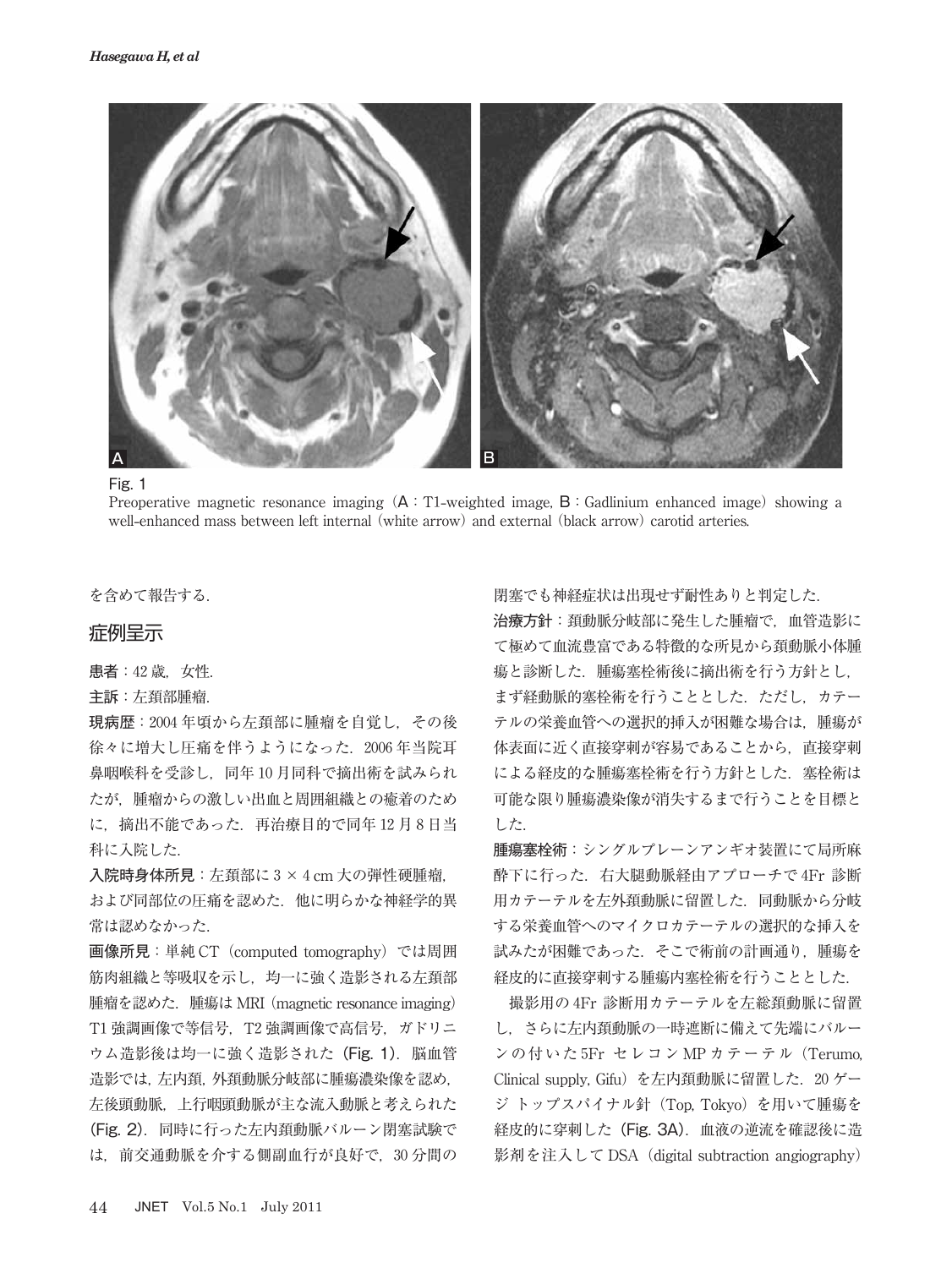Fig. 1
Preoperative magnetic resonance imaging (A : T1-weighted image, B : Gadlinium enhanced image) showing a well-enhanced mass between left internal (white arrow) and external (black arrow) carotid arteries.

を含めて報告する.

## 症例呈示

**患者**：42 歳，女性.

**主訴**：左頚部腫瘤.

**現病歴**：2004 年頃から左頚部に腫瘤を自覚し，その後徐々に増大し圧痛を伴うようになった. 2006 年当院耳鼻咽喉科を受診し，同年 10 月同科で摘出術を試みられたが，腫瘤からの激しい出血と周囲組織との癒着のために，摘出不能であった. 再治療目的で同年 12 月 8 日当科に入院した.

**入院時身体所見**：左頚部に 3 × 4 cm 大の弾性硬腫瘤，および同部位の圧痛を認めた. 他に明らかな神経学的異常は認めなかった.

**画像所見**：単純 CT（computed tomography）では周囲筋肉組織と等吸収を示し，均一に強く造影される左頚部腫瘤を認めた. 腫瘍は MRI（magnetic resonance imaging）T1 強調画像で等信号，T2 強調画像で高信号，ガドリニウム造影後は均一に強く造影された（Fig. 1）. 脳血管造影では，左内頚，外頚動脈分岐部に腫瘍濃染像を認め，左後頭動脈，上行咽頭動脈が主な流入動脈と考えられた（Fig. 2）. 同時に行った左内頚動脈バルーン閉塞試験では，前交通動脈を介する側副血行が良好で，30 分間の閉塞でも神経症状は出現せず耐性ありと判定した.

**治療方針**：頚動脈分岐部に発生した腫瘤で，血管造影にて極めて血流豊富である特徴的な所見から頚動脈小体腫瘍と診断した. 腫瘍塞栓術後に摘出術を行う方針とし，まず経動脈的塞栓術を行うこととした. ただし，カテーテルの栄養血管への選択的挿入が困難な場合は，腫瘍が体表面に近く直接穿刺が容易であることから，直接穿刺による経皮的な腫瘍塞栓術を行う方針とした. 塞栓術は可能な限り腫瘍濃染像が消失するまで行うことを目標とした.

**腫瘍塞栓術**：シングルプレーンアンギオ装置にて局所麻酔下に行った. 右大腿動脈経由アプローチで 4Fr 診断用カテーテルを左外頚動脈に留置した. 同動脈から分岐する栄養血管へのマイクロカテーテルの選択的な挿入を試みたが困難であった. そこで術前の計画通り，腫瘍を経皮的に直接穿刺する腫瘍内塞栓術を行うこととした.

撮影用の 4Fr 診断用カテーテルを左総頚動脈に留置し，さらに左内頚動脈の一時遮断に備えて先端にバルーンの付いた 5Fr セレコン MP カテーテル（Terumo, Clinical supply, Gifu）を左内頚動脈に留置した. 20 ゲージ トップスパイナル針（Top, Tokyo）を用いて腫瘍を経皮的に穿刺した（Fig. 3A）. 血液の逆流を確認後に造影剤を注入して DSA（digital subtraction angiography）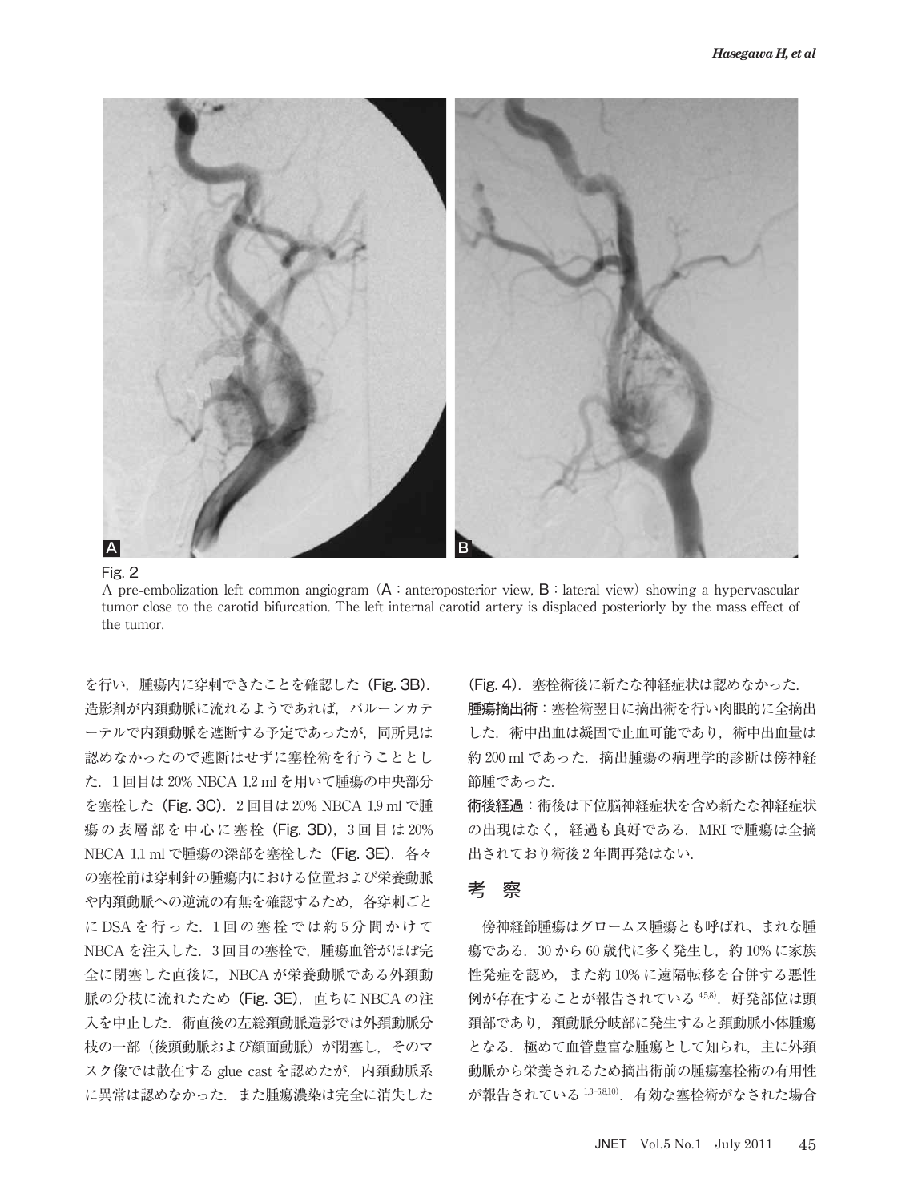Fig. 2

A pre-embolization left common angiogram (A : anteroposterior view, B : lateral view) showing a hypervascular tumor close to the carotid bifurcation. The left internal carotid artery is displaced posteriorly by the mass effect of the tumor.

を行い，腫瘍内に穿刺できたことを確認した（Fig. 3B）．造影剤が内頚動脈に流れるようであれば，バルーンカテーテルで内頚動脈を遮断する予定であったが，同所見は認めなかったので遮断はせずに塞栓術を行うこととした．1回目は20% NBCA 1.2 mlを用いて腫瘍の中央部分を塞栓した（Fig. 3C）．2回目は20% NBCA 1.9 mlで腫瘍の表層部を中心に塞栓（Fig. 3D），3回目は20% NBCA 1.1 mlで腫瘍の深部を塞栓した（Fig. 3E）．各々の塞栓前は穿刺針の腫瘍内における位置および栄養動脈や内頚動脈への逆流の有無を確認するため，各穿刺ごとにDSAを行った．1回の塞栓では約5分間かけてNBCAを注入した．3回目の塞栓で，腫瘍血管がほぼ完全に閉塞した直後に，NBCAが栄養動脈である外頚動脈の分枝に流れたため（Fig. 3E），直ちにNBCAの注入を中止した．術直後の左総頚動脈造影では外頚動脈分枝の一部（後頭動脈および顔面動脈）が閉塞し，そのマスク像では散在するglue castを認めたが，内頚動脈系に異常は認めなかった．また腫瘍濃染は完全に消失した（Fig. 4）．塞栓術後に新たな神経症状は認めなかった．

**腫瘍摘出術**：塞栓術翌日に摘出術を行い肉眼的に全摘出した．術中出血は凝固で止血可能であり，術中出血量は約200 mlであった．摘出腫瘍の病理学的診断は傍神経節腫であった．

**術後経過**：術後は下位脳神経症状を含め新たな神経症状の出現はなく，経過も良好である．MRIで腫瘍は全摘出されており術後2年間再発はない．

## 考　察

傍神経節腫瘍はグロームス腫瘍とも呼ばれ、まれな腫瘍である．30から60歳代に多く発生し，約10%に家族性発症を認め，また約10%に遠隔転移を合併する悪性例が存在することが報告されている[4,5,8]．好発部位は頭頚部であり，頚動脈分岐部に発生すると頚動脈小体腫瘍となる．極めて血管豊富な腫瘍として知られ，主に外頚動脈から栄養されるため摘出術前の腫瘍塞栓術の有用性が報告されている[1,3–6,8,10]．有効な塞栓術がなされた場合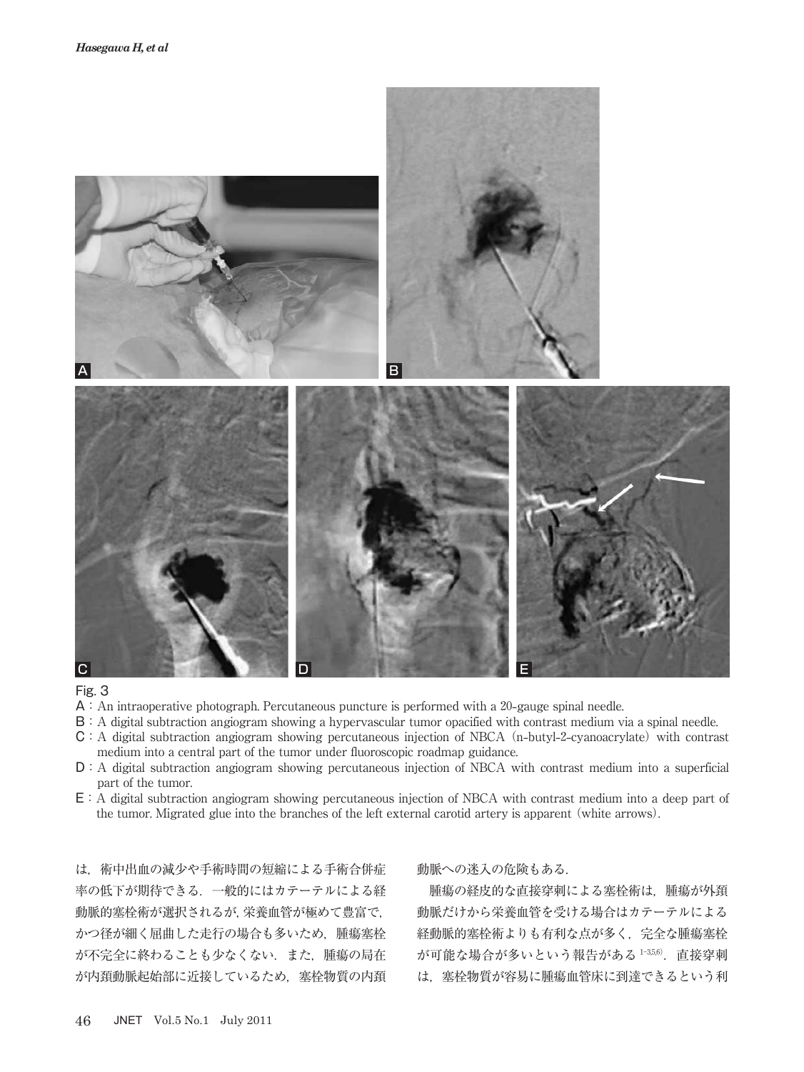Fig. 3

A：An intraoperative photograph. Percutaneous puncture is performed with a 20-gauge spinal needle.

B：A digital subtraction angiogram showing a hypervascular tumor opacified with contrast medium via a spinal needle.

C：A digital subtraction angiogram showing percutaneous injection of NBCA (n-butyl-2-cyanoacrylate) with contrast medium into a central part of the tumor under fluoroscopic roadmap guidance.

D：A digital subtraction angiogram showing percutaneous injection of NBCA with contrast medium into a superficial part of the tumor.

E：A digital subtraction angiogram showing percutaneous injection of NBCA with contrast medium into a deep part of the tumor. Migrated glue into the branches of the left external carotid artery is apparent (white arrows).

は，術中出血の減少や手術時間の短縮による手術合併症率の低下が期待できる．一般的にはカテーテルによる経動脈的塞栓術が選択されるが，栄養血管が極めて豊富で，かつ径が細く屈曲した走行の場合も多いため，腫瘍塞栓が不完全に終わることも少なくない．また，腫瘍の局在が内頚動脈起始部に近接しているため，塞栓物質の内頚動脈への迷入の危険もある．

腫瘍の経皮的な直接穿刺による塞栓術は，腫瘍が外頚動脈だけから栄養血管を受ける場合はカテーテルによる経動脈的塞栓術よりも有利な点が多く，完全な腫瘍塞栓が可能な場合が多いという報告がある[1-3,5,6]．直接穿刺は，塞栓物質が容易に腫瘍血管床に到達できるという利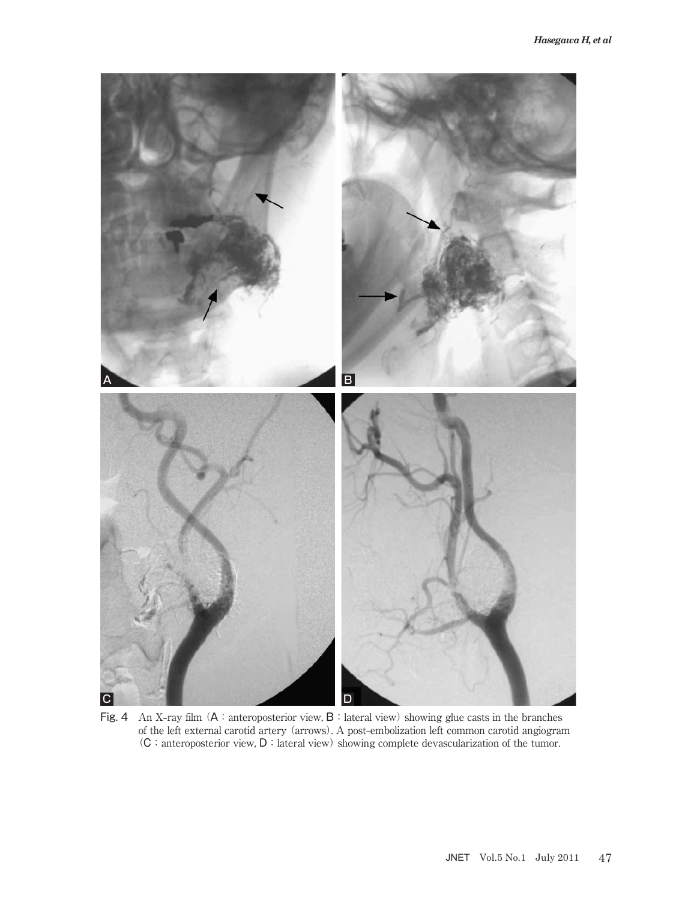Fig. 4 An X-ray film (A : anteroposterior view, B : lateral view) showing glue casts in the branches of the left external carotid artery (arrows). A post-embolization left common carotid angiogram (C : anteroposterior view, D : lateral view) showing complete devascularization of the tumor.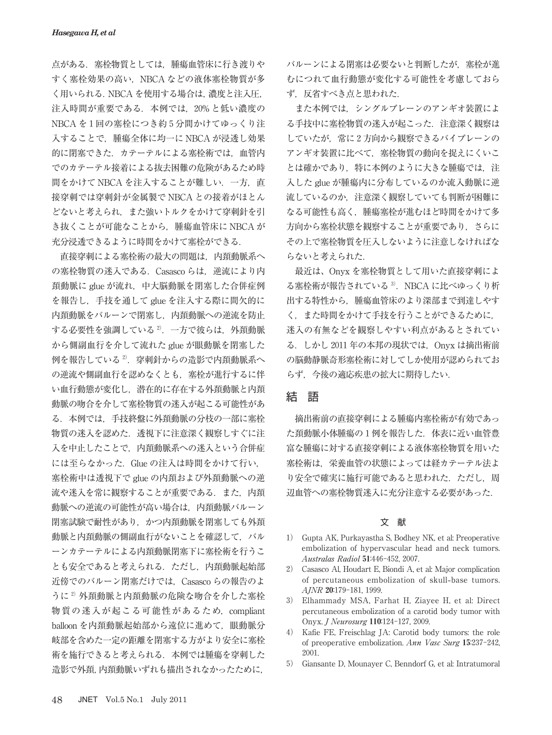点がある．塞栓物質としては，腫瘍血管床に行き渡りやすく塞栓効果の高い，NBCA などの液体塞栓物質が多く用いられる．NBCA を使用する場合は，濃度と注入圧，注入時間が重要である．本例では，20% と低い濃度の NBCA を 1 回の塞栓につき約 5 分間かけてゆっくり注入することで，腫瘍全体に均一に NBCA が浸透し効果的に閉塞できた．カテーテルによる塞栓術では，血管内でのカテーテル接着による抜去困難の危険があるため時間をかけて NBCA を注入することが難しい．一方，直接穿刺では穿刺針が金属製で NBCA との接着がほとんどないと考えられ，また強いトルクをかけて穿刺針を引き抜くことが可能なことから，腫瘍血管床に NBCA が充分浸透できるように時間をかけて塞栓ができる．

直接穿刺による塞栓術の最大の問題は，内頚動脈系への塞栓物質の迷入である．Casasco らは，逆流により内頚動脈に glue が流れ，中大脳動脈を閉塞した合併症例を報告し，手技を通して glue を注入する際に間欠的に内頚動脈をバルーンで閉塞し，内頚動脈への逆流を防止する必要性を強調している[2]．一方で彼らは，外頚動脈から側副血行を介して流れた glue が眼動脈を閉塞した例を報告している[2]．穿刺針からの造影で内頚動脈系への逆流や側副血行を認めなくとも，塞栓が進行するに伴い血行動態が変化し，潜在的に存在する外頚動脈と内頚動脈の吻合を介して塞栓物質の迷入が起こる可能性がある．本例では，手技終盤に外頚動脈の分枝の一部に塞栓物質の迷入を認めた．透視下に注意深く観察しすぐに注入を中止したことで，内頚動脈系への迷入という合併症には至らなかった．Glue の注入は時間をかけて行い，塞栓術中は透視下で glue の内頚および外頚動脈への逆流や迷入を常に観察することが重要である．また，内頚動脈への逆流の可能性が高い場合は，内頚動脈バルーン閉塞試験で耐性があり，かつ内頚動脈を閉塞しても外頚動脈と内頚動脈の側副血行がないことを確認して，バルーンカテーテルによる内頚動脈閉塞下に塞栓術を行うことも安全であると考えられる．ただし，内頚動脈起始部近傍でのバルーン閉塞だけでは，Casasco らの報告のように[2] 外頚動脈と内頚動脈の危険な吻合を介した塞栓物質の迷入が起こる可能性があるため，compliant balloon を内頚動脈起始部から遠位に進めて，眼動脈分岐部を含めた一定の距離を閉塞する方がより安全に塞栓術を施行できると考えられる．本例では腫瘍を穿刺した造影で外頚，内頚動脈いずれも描出されなかったために，バルーンによる閉塞は必要ないと判断したが，塞栓が進むにつれて血行動態が変化する可能性を考慮しておらず，反省すべき点と思われた．

また本例では，シングルプレーンのアンギオ装置による手技中に塞栓物質の迷入が起こった．注意深く観察はしていたが，常に 2 方向から観察できるバイプレーンのアンギオ装置に比べて，塞栓物質の動向を捉えにくいことは確かであり，特に本例のように大きな腫瘍では，注入した glue が腫瘍内に分布しているのか流入動脈に逆流しているのか，注意深く観察していても判断が困難になる可能性も高く，腫瘍塞栓が進むほど時間をかけて多方向から塞栓状態を観察することが重要であり，さらにその上で塞栓物質を圧入しないように注意しなければならないと考えられた．

最近は、Onyx を塞栓物質として用いた直接穿刺による塞栓術が報告されている[3]．NBCA に比べゆっくり析出する特性から，腫瘍血管床のより深部まで到達しやすく，また時間をかけて手技を行うことができるために，迷入の有無などを観察しやすい利点があるとされている．しかし 2011 年の本邦の現状では，Onyx は摘出術前の脳動静脈奇形塞栓術に対してしか使用が認められておらず，今後の適応疾患の拡大に期待したい．

## 結　語

摘出術前の直接穿刺による腫瘍内塞栓術が有効であった頚動脈小体腫瘍の 1 例を報告した．体表に近い血管豊富な腫瘍に対する直接穿刺による液体塞栓物質を用いた塞栓術は，栄養血管の状態によっては経カテーテル法より安全で確実に施行可能であると思われた．ただし，周辺血管への塞栓物質迷入に充分注意する必要があった．

## 文　献

1) Gupta AK, Purkayastha S, Bodhey NK, et al: Preoperative embolization of hypervascular head and neck tumors. *Australas Radiol* **51**:446-452, 2007.
2) Casasco Al, Houdart E, Biondi A, et al: Major complication of percutaneous embolization of skull-base tumors. *AJNR* **20**:179-181, 1999.
3) Elhammady MSA, Farhat H, Ziayee H, et al: Direct percutaneous embolization of a carotid body tumor with Onyx. *J Neurosurg* **110**:124-127, 2009.
4) Kafie FE, Freischlag JA: Carotid body tumors: the role of preoperative embolization. *Ann Vasc Surg* **15**:237-242, 2001.
5) Giansante D, Mounayer C, Benndorf G, et al: Intratumoral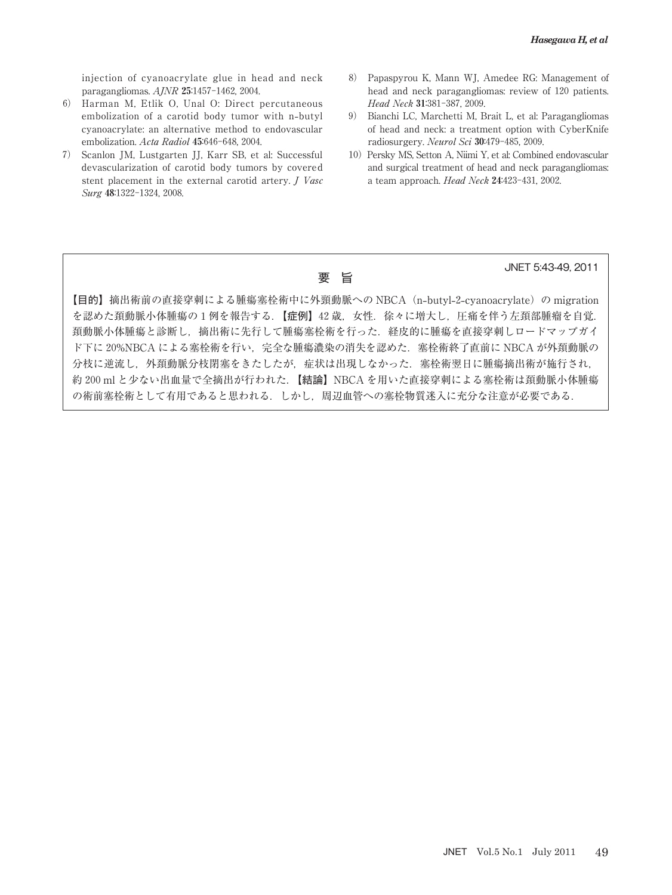injection of cyanoacrylate glue in head and neck paragangliomas. *AJNR* **25**:1457-1462, 2004.

6) Harman M, Etlik O, Unal O: Direct percutaneous embolization of a carotid body tumor with n-butyl cyanoacrylate: an alternative method to endovascular embolization. *Acta Radiol* **45**:646-648, 2004.
7) Scanlon JM, Lustgarten JJ, Karr SB, et al: Successful devascularization of carotid body tumors by covered stent placement in the external carotid artery. *J Vasc Surg* **48**:1322-1324, 2008.
8) Papaspyrou K, Mann WJ, Amedee RG: Management of head and neck paragangliomas: review of 120 patients. *Head Neck* **31**:381-387, 2009.
9) Bianchi LC, Marchetti M, Brait L, et al: Paragangliomas of head and neck: a treatment option with CyberKnife radiosurgery. *Neurol Sci* **30**:479-485, 2009.
10) Persky MS, Setton A, Niimi Y, et al: Combined endovascular and surgical treatment of head and neck paragangliomas: a team approach. *Head Neck* **24**:423-431, 2002.

## 要　旨

JNET 5:43-49, 2011

**【目的】**摘出術前の直接穿刺による腫瘍塞栓術中に外頸動脈への NBCA（n-butyl-2-cyanoacrylate）の migration を認めた頚動脈小体腫瘍の 1 例を報告する．**【症例】**42 歳，女性．徐々に増大し，圧痛を伴う左頚部腫瘤を自覚．頚動脈小体腫瘍と診断し，摘出術に先行して腫瘍塞栓術を行った．経皮的に腫瘍を直接穿刺しロードマップガイド下に 20%NBCA による塞栓術を行い，完全な腫瘍濃染の消失を認めた．塞栓術終了直前に NBCA が外頚動脈の分枝に逆流し，外頚動脈分枝閉塞をきたしたが，症状は出現しなかった．塞栓術翌日に腫瘍摘出術が施行され，約 200 ml と少ない出血量で全摘出が行われた．**【結論】**NBCA を用いた直接穿刺による塞栓術は頚動脈小体腫瘍の術前塞栓術として有用であると思われる．しかし，周辺血管への塞栓物質迷入に充分な注意が必要である．